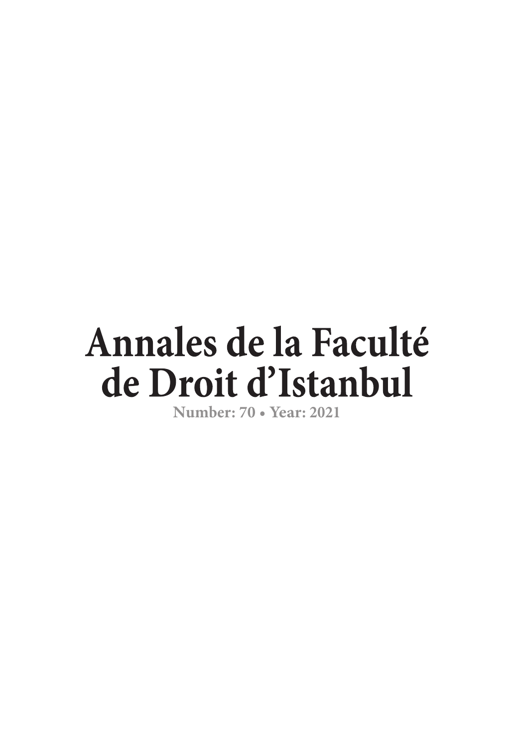# Annales de la Faculté de Droit d'Istanbul

Number: 70 • Year: 2021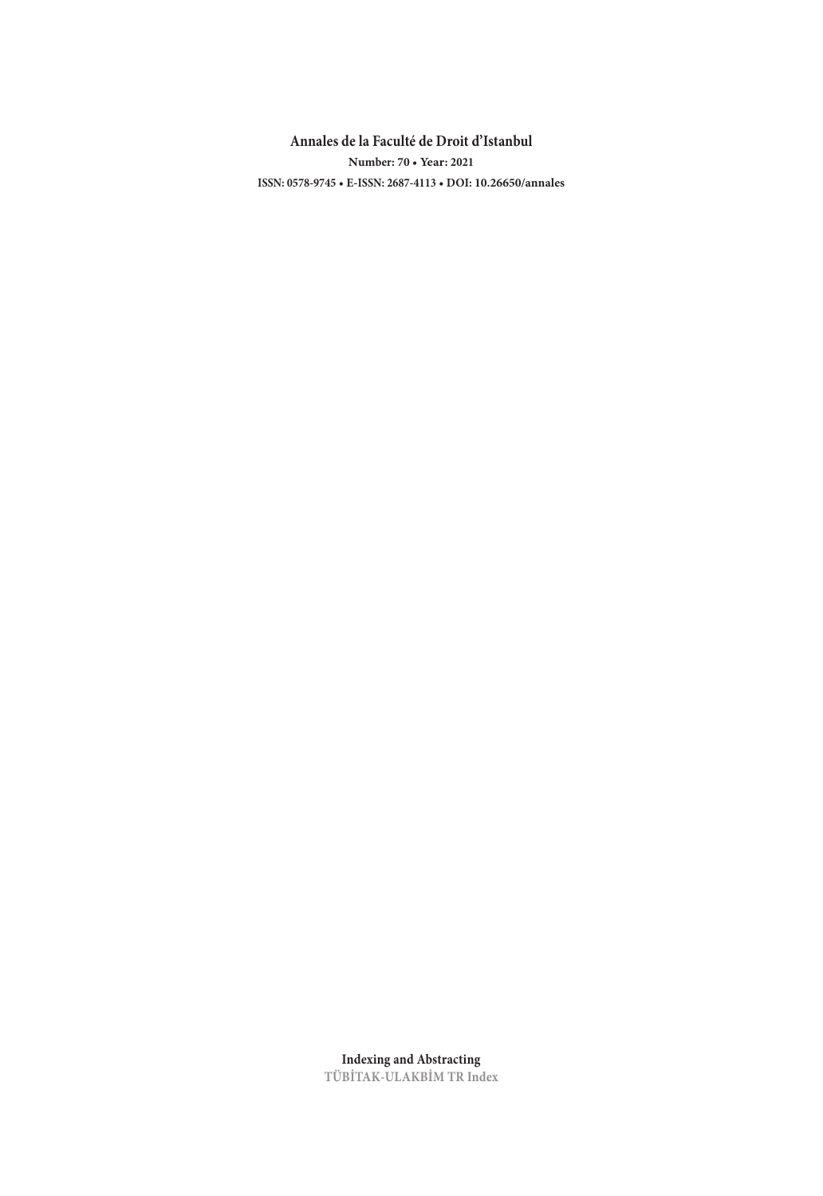**Annales de la Faculté de Droit d'Istanbul**

**Number: 70 • Year: 2021**

**ISSN: 0578-9745 • E-ISSN: 2687-4113 • DOI: 10.26650/annales**

**Indexing and Abstracting**

**TÜBİTAK-ULAKBİM TR Index**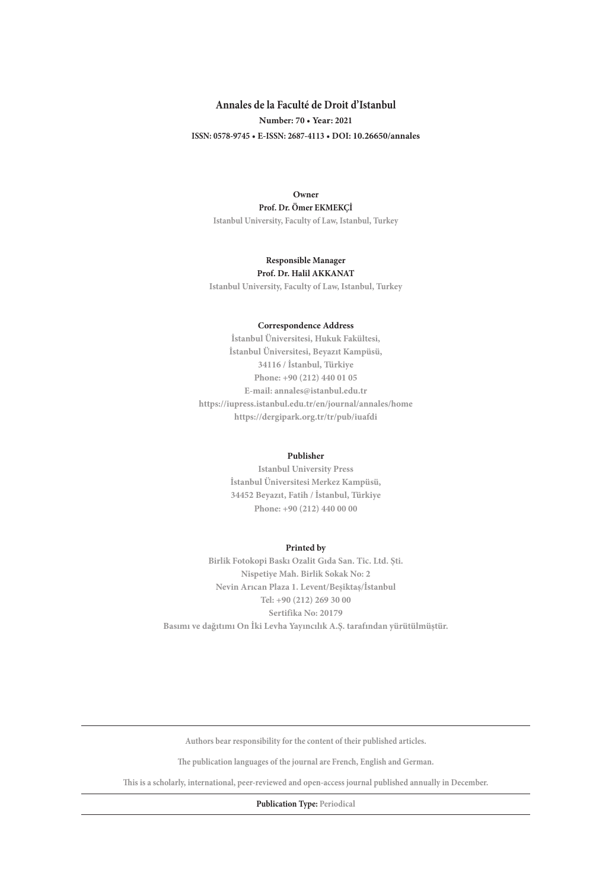# Annales de la Faculté de Droit d'Istanbul

**Number: 70 • Year: 2021**

**ISSN: 0578-9745 • E-ISSN: 2687-4113 • DOI: 10.26650/annales**

**Owner**

**Prof. Dr. Ömer EKMEKÇİ**

Istanbul University, Faculty of Law, Istanbul, Turkey

**Responsible Manager**

**Prof. Dr. Halil AKKANAT**

Istanbul University, Faculty of Law, Istanbul, Turkey

**Correspondence Address**

İstanbul Üniversitesi, Hukuk Fakültesi,
İstanbul Üniversitesi, Beyazıt Kampüsü,
34116 / İstanbul, Türkiye
Phone: +90 (212) 440 01 05
E-mail: annales@istanbul.edu.tr
https://iupress.istanbul.edu.tr/en/journal/annales/home
https://dergipark.org.tr/tr/pub/iuafdi

**Publisher**

Istanbul University Press
İstanbul Üniversitesi Merkez Kampüsü,
34452 Beyazıt, Fatih / İstanbul, Türkiye
Phone: +90 (212) 440 00 00

**Printed by**

Birlik Fotokopi Baskı Ozalit Gıda San. Tic. Ltd. Şti.
Nispetiye Mah. Birlik Sokak No: 2
Nevin Arıcan Plaza 1. Levent/Beşiktaş/İstanbul
Tel: +90 (212) 269 30 00
Sertifika No: 20179
Basımı ve dağıtımı On İki Levha Yayıncılık A.Ş. tarafından yürütülmüştür.

---

Authors bear responsibility for the content of their published articles.

The publication languages of the journal are French, English and German.

This is a scholarly, international, peer-reviewed and open-access journal published annually in December.

---

**Publication Type:** Periodical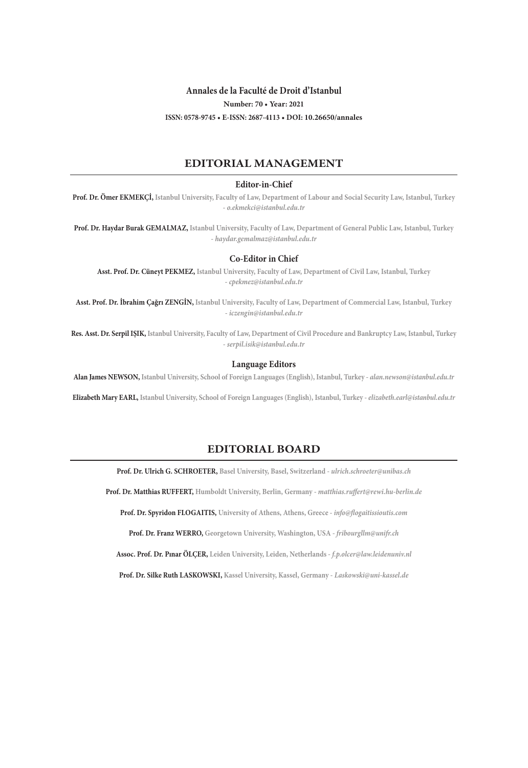**Annales de la Faculté de Droit d'Istanbul**

**Number: 70 • Year: 2021**

**ISSN: 0578-9745 • E-ISSN: 2687-4113 • DOI: 10.26650/annales**

## EDITORIAL MANAGEMENT

### Editor-in-Chief

**Prof. Dr. Ömer EKMEKÇİ,** Istanbul University, Faculty of Law, Department of Labour and Social Security Law, Istanbul, Turkey - *o.ekmekci@istanbul.edu.tr*

**Prof. Dr. Haydar Burak GEMALMAZ,** Istanbul University, Faculty of Law, Department of General Public Law, Istanbul, Turkey - *haydar.gemalmaz@istanbul.edu.tr*

### Co-Editor in Chief

**Asst. Prof. Dr. Cüneyt PEKMEZ,** Istanbul University, Faculty of Law, Department of Civil Law, Istanbul, Turkey - *cpekmez@istanbul.edu.tr*

**Asst. Prof. Dr. İbrahim Çağrı ZENGİN,** Istanbul University, Faculty of Law, Department of Commercial Law, Istanbul, Turkey - *iczengin@istanbul.edu.tr*

**Res. Asst. Dr. Serpil IŞIK,** Istanbul University, Faculty of Law, Department of Civil Procedure and Bankruptcy Law, Istanbul, Turkey - *serpil.isik@istanbul.edu.tr*

### Language Editors

**Alan James NEWSON,** Istanbul University, School of Foreign Languages (English), Istanbul, Turkey - *alan.newson@istanbul.edu.tr*

**Elizabeth Mary EARL,** Istanbul University, School of Foreign Languages (English), Istanbul, Turkey - *elizabeth.earl@istanbul.edu.tr*

## EDITORIAL BOARD

**Prof. Dr. Ulrich G. SCHROETER,** Basel University, Basel, Switzerland - *ulrich.schroeter@unibas.ch*

**Prof. Dr. Matthias RUFFERT,** Humboldt University, Berlin, Germany - *matthias.ruffert@rewi.hu-berlin.de*

**Prof. Dr. Spyridon FLOGAITIS,** University of Athens, Athens, Greece - *info@flogaitissioutis.com*

**Prof. Dr. Franz WERRO,** Georgetown University, Washington, USA - *fribourgllm@unifr.ch*

**Assoc. Prof. Dr. Pınar ÖLÇER,** Leiden University, Leiden, Netherlands - *f.p.olcer@law.leidenuniv.nl*

**Prof. Dr. Silke Ruth LASKOWSKI,** Kassel University, Kassel, Germany - *Laskowski@uni-kassel.de*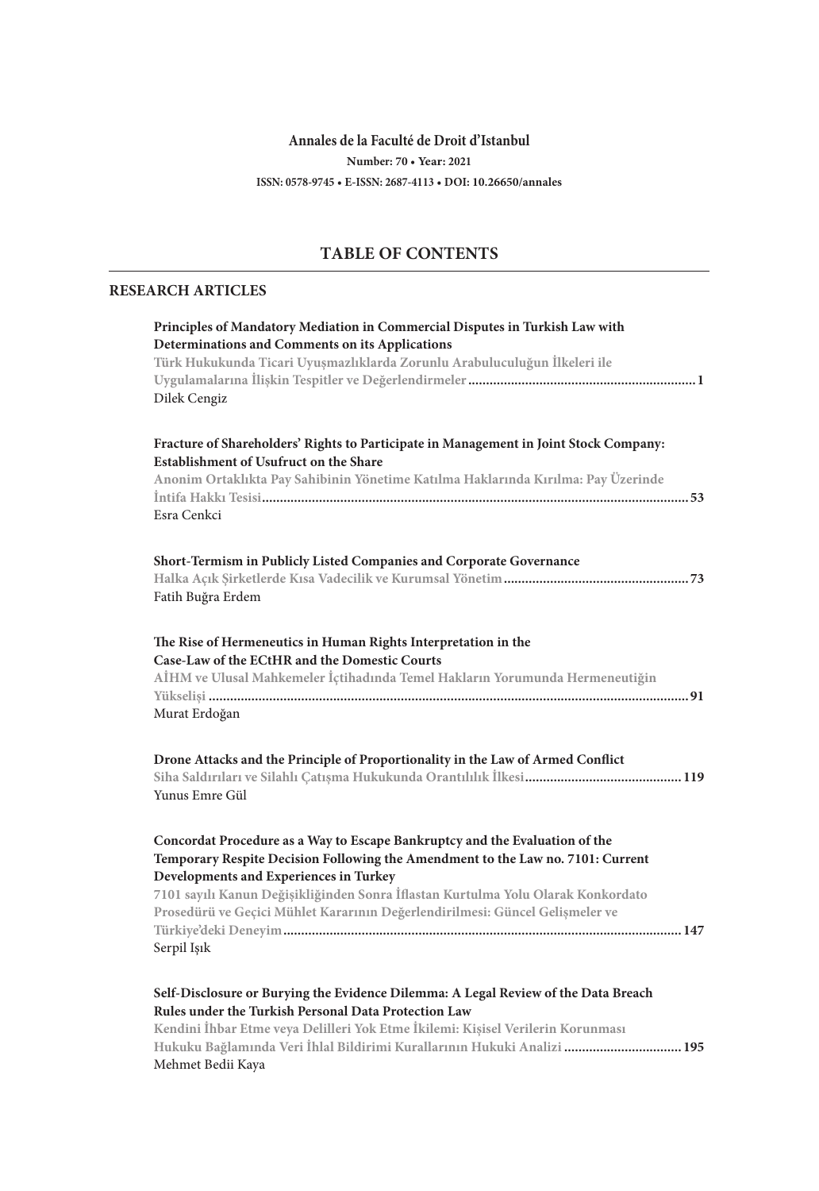**Annales de la Faculté de Droit d'Istanbul**

**Number: 70 • Year: 2021**

**ISSN: 0578-9745 • E-ISSN: 2687-4113 • DOI: 10.26650/annales**

# TABLE OF CONTENTS

## RESEARCH ARTICLES

**Principles of Mandatory Mediation in Commercial Disputes in Turkish Law with Determinations and Comments on its Applications**
**Türk Hukukunda Ticari Uyuşmazlıklarda Zorunlu Arabuluculuğun İlkeleri ile Uygulamalarına İlişkin Tespitler ve Değerlendirmeler** ............ **1**
Dilek Cengiz

**Fracture of Shareholders' Rights to Participate in Management in Joint Stock Company: Establishment of Usufruct on the Share**
**Anonim Ortaklıkta Pay Sahibinin Yönetime Katılma Haklarında Kırılma: Pay Üzerinde İntifa Hakkı Tesisi** ............ **53**
Esra Cenkci

**Short-Termism in Publicly Listed Companies and Corporate Governance**
**Halka Açık Şirketlerde Kısa Vadecilik ve Kurumsal Yönetim** ............ **73**
Fatih Buğra Erdem

**The Rise of Hermeneutics in Human Rights Interpretation in the Case-Law of the ECtHR and the Domestic Courts**
**AİHM ve Ulusal Mahkemeler İçtihadında Temel Hakların Yorumunda Hermeneutiğin Yükselişi** ............ **91**
Murat Erdoğan

**Drone Attacks and the Principle of Proportionality in the Law of Armed Conflict**
**Siha Saldırıları ve Silahlı Çatışma Hukukunda Orantılılık İlkesi** ............ **119**
Yunus Emre Gül

**Concordat Procedure as a Way to Escape Bankruptcy and the Evaluation of the Temporary Respite Decision Following the Amendment to the Law no. 7101: Current Developments and Experiences in Turkey**
**7101 sayılı Kanun Değişikliğinden Sonra İflastan Kurtulma Yolu Olarak Konkordato Prosedürü ve Geçici Mühlet Kararının Değerlendirilmesi: Güncel Gelişmeler ve Türkiye'deki Deneyim** ............ **147**
Serpil Işık

**Self-Disclosure or Burying the Evidence Dilemma: A Legal Review of the Data Breach Rules under the Turkish Personal Data Protection Law**
**Kendini İhbar Etme veya Delilleri Yok Etme İkilemi: Kişisel Verilerin Korunması Hukuku Bağlamında Veri İhlal Bildirimi Kurallarının Hukuki Analizi** ............ **195**
Mehmet Bedii Kaya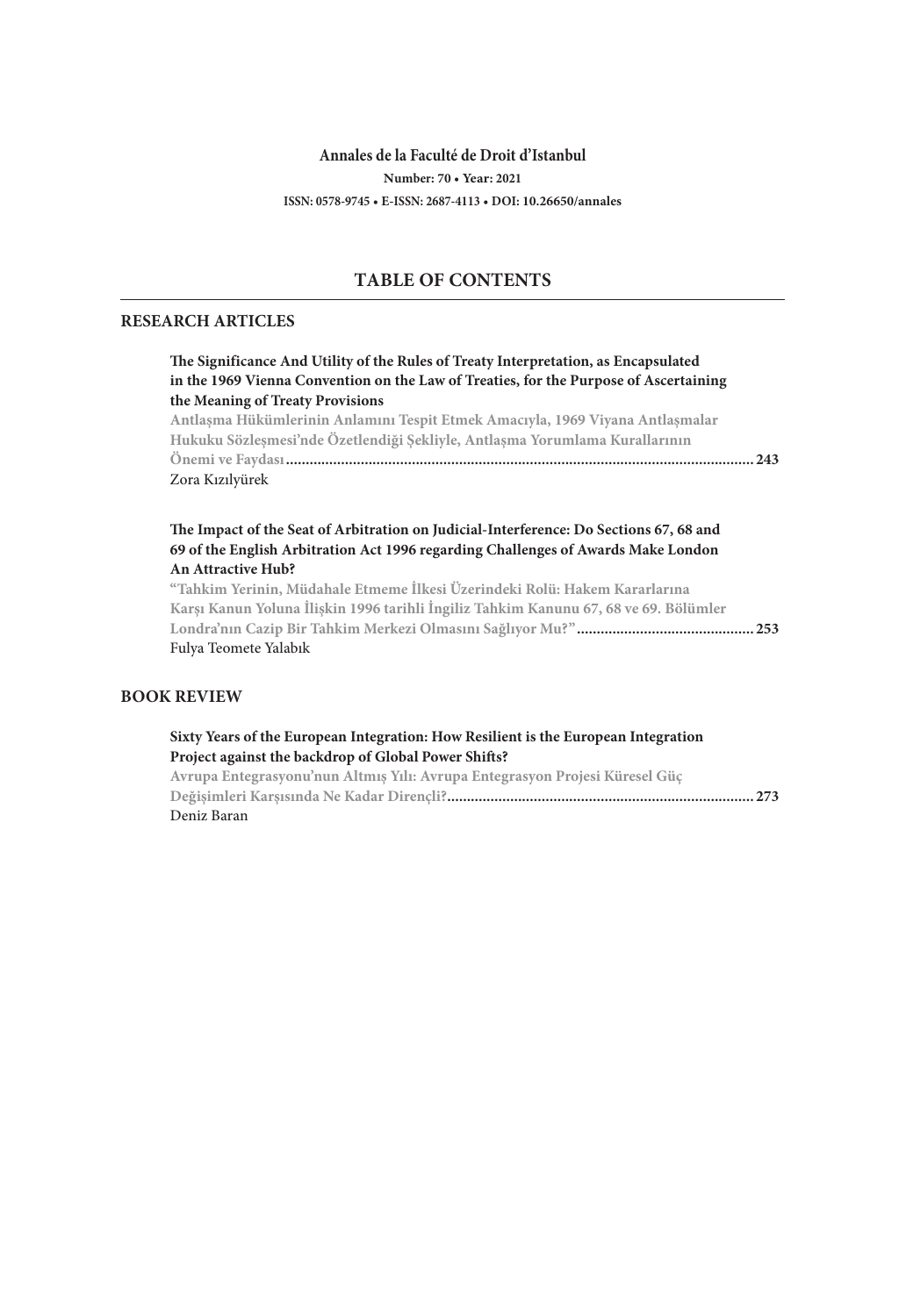**Annales de la Faculté de Droit d'Istanbul**

**Number: 70 • Year: 2021**

**ISSN: 0578-9745 • E-ISSN: 2687-4113 • DOI: 10.26650/annales**

# TABLE OF CONTENTS

## RESEARCH ARTICLES

**The Significance And Utility of the Rules of Treaty Interpretation, as Encapsulated in the 1969 Vienna Convention on the Law of Treaties, for the Purpose of Ascertaining the Meaning of Treaty Provisions**
**Antlaşma Hükümlerinin Anlamını Tespit Etmek Amacıyla, 1969 Viyana Antlaşmalar Hukuku Sözleşmesi'nde Özetlendiği Şekliyle, Antlaşma Yorumlama Kurallarının Önemi ve Faydası** ........ **243**
Zora Kızılyürek

**The Impact of the Seat of Arbitration on Judicial-Interference: Do Sections 67, 68 and 69 of the English Arbitration Act 1996 regarding Challenges of Awards Make London An Attractive Hub?**
**"Tahkim Yerinin, Müdahale Etmeme İlkesi Üzerindeki Rolü: Hakem Kararlarına Karşı Kanun Yoluna İlişkin 1996 tarihli İngiliz Tahkim Kanunu 67, 68 ve 69. Bölümler Londra'nın Cazip Bir Tahkim Merkezi Olmasını Sağlıyor Mu?"** ........ **253**
Fulya Teomete Yalabık

## BOOK REVIEW

**Sixty Years of the European Integration: How Resilient is the European Integration Project against the backdrop of Global Power Shifts?**
**Avrupa Entegrasyonu'nun Altmış Yılı: Avrupa Entegrasyon Projesi Küresel Güç Değişimleri Karşısında Ne Kadar Dirençli?** ........ **273**
Deniz Baran